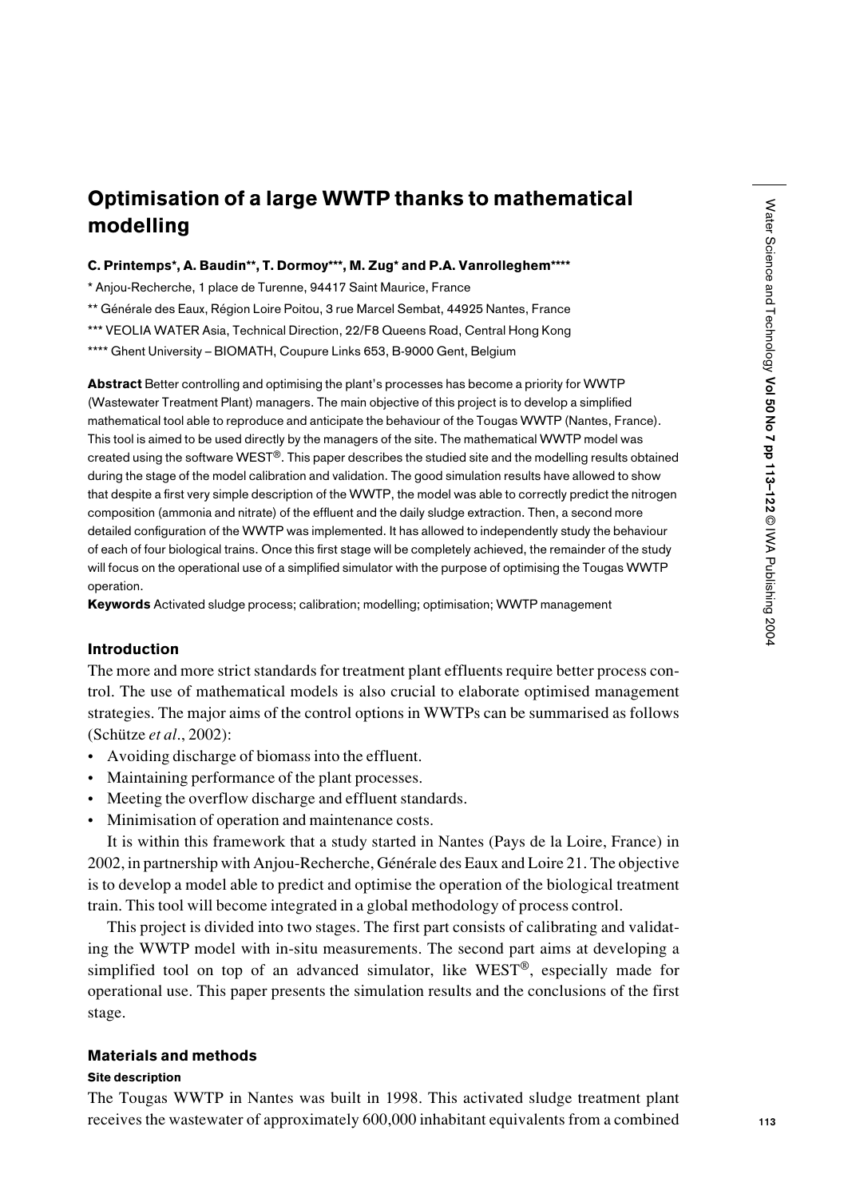# Optimisation of a large WWTP thanks to mathematical modelling

**C. Printemps*, A. Baudin**, T. Dormoy***, M. Zug* and P.A. Vanrolleghem******

\* Anjou-Recherche, 1 place de Turenne, 94417 Saint Maurice, France

\*\* Générale des Eaux, Région Loire Poitou, 3 rue Marcel Sembat, 44925 Nantes, France

\*\*\* VEOLIA WATER Asia, Technical Direction, 22/F8 Queens Road, Central Hong Kong

\*\*\*\* Ghent University – BIOMATH, Coupure Links 653, B-9000 Gent, Belgium

**Abstract** Better controlling and optimising the plant's processes has become a priority for WWTP (Wastewater Treatment Plant) managers. The main objective of this project is to develop a simplified mathematical tool able to reproduce and anticipate the behaviour of the Tougas WWTP (Nantes, France). This tool is aimed to be used directly by the managers of the site. The mathematical WWTP model was created using the software WEST®. This paper describes the studied site and the modelling results obtained during the stage of the model calibration and validation. The good simulation results have allowed to show that despite a first very simple description of the WWTP, the model was able to correctly predict the nitrogen composition (ammonia and nitrate) of the effluent and the daily sludge extraction. Then, a second more detailed configuration of the WWTP was implemented. It has allowed to independently study the behaviour of each of four biological trains. Once this first stage will be completely achieved, the remainder of the study will focus on the operational use of a simplified simulator with the purpose of optimising the Tougas WWTP operation.

**Keywords** Activated sludge process; calibration; modelling; optimisation; WWTP management

## Introduction

The more and more strict standards for treatment plant effluents require better process control. The use of mathematical models is also crucial to elaborate optimised management strategies. The major aims of the control options in WWTPs can be summarised as follows (Schütze *et al*., 2002):

- Avoiding discharge of biomass into the effluent.
- Maintaining performance of the plant processes.
- Meeting the overflow discharge and effluent standards.
- Minimisation of operation and maintenance costs.

It is within this framework that a study started in Nantes (Pays de la Loire, France) in 2002, in partnership with Anjou-Recherche, Générale des Eaux and Loire 21. The objective is to develop a model able to predict and optimise the operation of the biological treatment train. This tool will become integrated in a global methodology of process control.

This project is divided into two stages. The first part consists of calibrating and validating the WWTP model with in-situ measurements. The second part aims at developing a simplified tool on top of an advanced simulator, like WEST®, especially made for operational use. This paper presents the simulation results and the conclusions of the first stage.

## Materials and methods

### Site description

The Tougas WWTP in Nantes was built in 1998. This activated sludge treatment plant receives the wastewater of approximately 600,000 inhabitant equivalents from a combined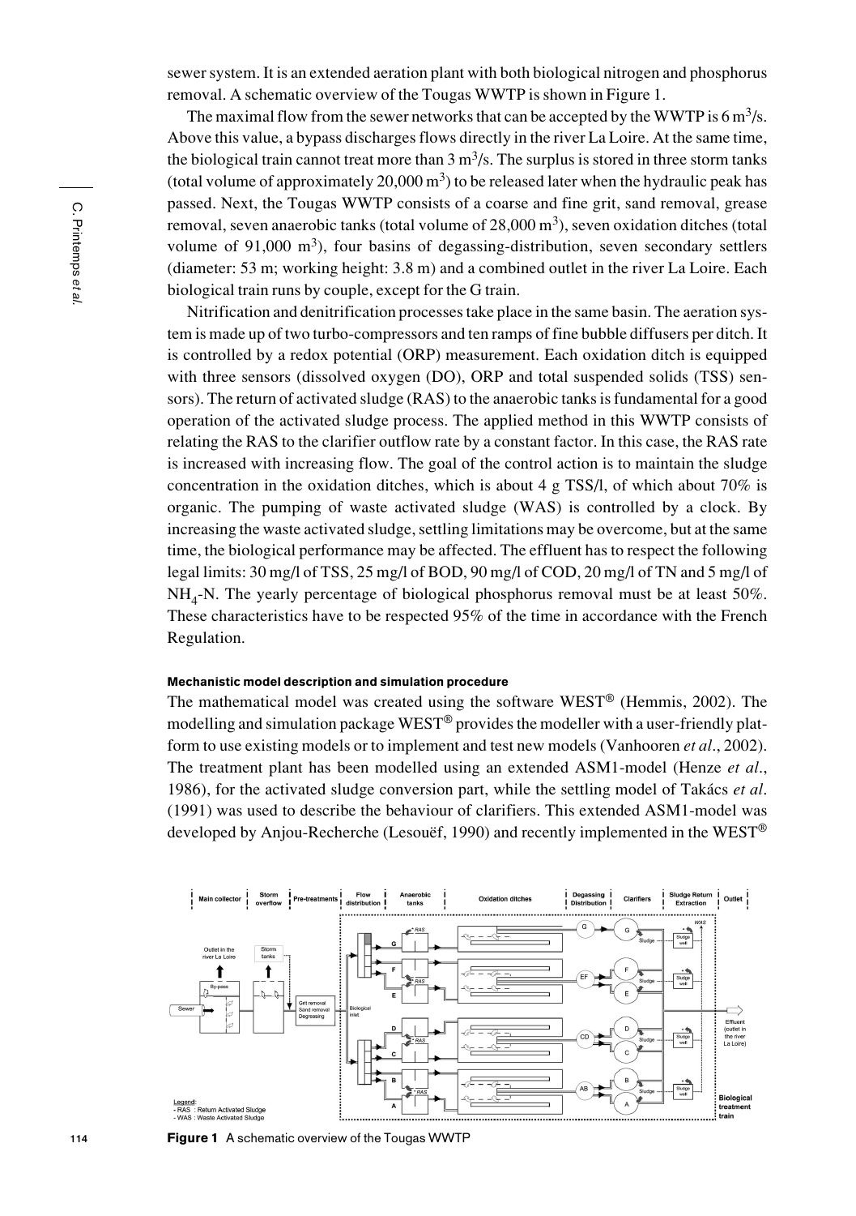sewer system. It is an extended aeration plant with both biological nitrogen and phosphorus removal. A schematic overview of the Tougas WWTP is shown in Figure 1.

The maximal flow from the sewer networks that can be accepted by the WWTP is 6 $m^3$/s. Above this value, a bypass discharges flows directly in the river La Loire. At the same time, the biological train cannot treat more than 3 $m^3$/s. The surplus is stored in three storm tanks (total volume of approximately 20,000 $m^3$) to be released later when the hydraulic peak has passed. Next, the Tougas WWTP consists of a coarse and fine grit, sand removal, grease removal, seven anaerobic tanks (total volume of 28,000 $m^3$), seven oxidation ditches (total volume of 91,000 $m^3$), four basins of degassing-distribution, seven secondary settlers (diameter: 53 m; working height: 3.8 m) and a combined outlet in the river La Loire. Each biological train runs by couple, except for the G train.

Nitrification and denitrification processes take place in the same basin. The aeration system is made up of two turbo-compressors and ten ramps of fine bubble diffusers per ditch. It is controlled by a redox potential (ORP) measurement. Each oxidation ditch is equipped with three sensors (dissolved oxygen (DO), ORP and total suspended solids (TSS) sensors). The return of activated sludge (RAS) to the anaerobic tanks is fundamental for a good operation of the activated sludge process. The applied method in this WWTP consists of relating the RAS to the clarifier outflow rate by a constant factor. In this case, the RAS rate is increased with increasing flow. The goal of the control action is to maintain the sludge concentration in the oxidation ditches, which is about 4 g TSS/l, of which about 70% is organic. The pumping of waste activated sludge (WAS) is controlled by a clock. By increasing the waste activated sludge, settling limitations may be overcome, but at the same time, the biological performance may be affected. The effluent has to respect the following legal limits: 30 mg/l of TSS, 25 mg/l of BOD, 90 mg/l of COD, 20 mg/l of TN and 5 mg/l of $NH_4$-N. The yearly percentage of biological phosphorus removal must be at least 50%. These characteristics have to be respected 95% of the time in accordance with the French Regulation.

#### Mechanistic model description and simulation procedure

The mathematical model was created using the software WEST® (Hemmis, 2002). The modelling and simulation package WEST® provides the modeller with a user-friendly platform to use existing models or to implement and test new models (Vanhooren *et al*., 2002). The treatment plant has been modelled using an extended ASM1-model (Henze *et al*., 1986), for the activated sludge conversion part, while the settling model of Takács *et al*. (1991) was used to describe the behaviour of clarifiers. This extended ASM1-model was developed by Anjou-Recherche (Lesouëf, 1990) and recently implemented in the WEST®

**Figure 1** A schematic overview of the Tougas WWTP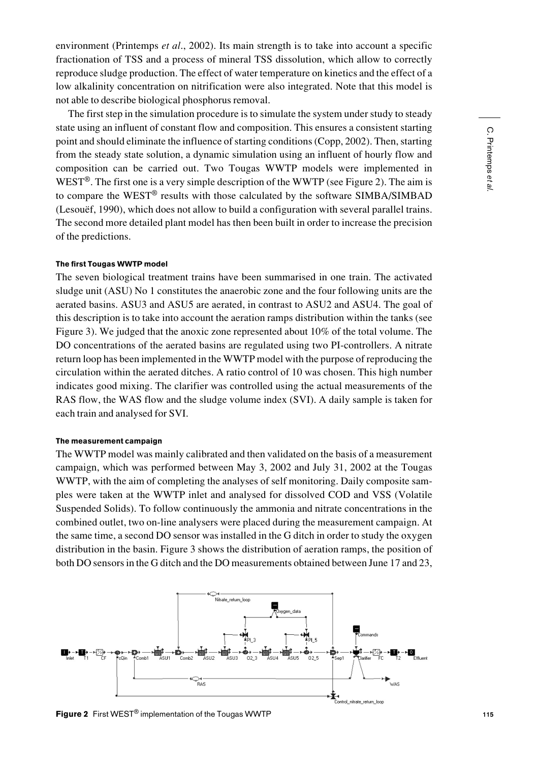environment (Printemps *et al*., 2002). Its main strength is to take into account a specific fractionation of TSS and a process of mineral TSS dissolution, which allow to correctly reproduce sludge production. The effect of water temperature on kinetics and the effect of a low alkalinity concentration on nitrification were also integrated. Note that this model is not able to describe biological phosphorus removal.

The first step in the simulation procedure is to simulate the system under study to steady state using an influent of constant flow and composition. This ensures a consistent starting point and should eliminate the influence of starting conditions (Copp, 2002). Then, starting from the steady state solution, a dynamic simulation using an influent of hourly flow and composition can be carried out. Two Tougas WWTP models were implemented in WEST®. The first one is a very simple description of the WWTP (see Figure 2). The aim is to compare the WEST® results with those calculated by the software SIMBA/SIMBAD (Lesouëf, 1990), which does not allow to build a configuration with several parallel trains. The second more detailed plant model has then been built in order to increase the precision of the predictions.

#### The first Tougas WWTP model

The seven biological treatment trains have been summarised in one train. The activated sludge unit (ASU) No 1 constitutes the anaerobic zone and the four following units are the aerated basins. ASU3 and ASU5 are aerated, in contrast to ASU2 and ASU4. The goal of this description is to take into account the aeration ramps distribution within the tanks (see Figure 3). We judged that the anoxic zone represented about 10% of the total volume. The DO concentrations of the aerated basins are regulated using two PI-controllers. A nitrate return loop has been implemented in the WWTP model with the purpose of reproducing the circulation within the aerated ditches. A ratio control of 10 was chosen. This high number indicates good mixing. The clarifier was controlled using the actual measurements of the RAS flow, the WAS flow and the sludge volume index (SVI). A daily sample is taken for each train and analysed for SVI.

#### The measurement campaign

The WWTP model was mainly calibrated and then validated on the basis of a measurement campaign, which was performed between May 3, 2002 and July 31, 2002 at the Tougas WWTP, with the aim of completing the analyses of self monitoring. Daily composite samples were taken at the WWTP inlet and analysed for dissolved COD and VSS (Volatile Suspended Solids). To follow continuously the ammonia and nitrate concentrations in the combined outlet, two on-line analysers were placed during the measurement campaign. At the same time, a second DO sensor was installed in the G ditch in order to study the oxygen distribution in the basin. Figure 3 shows the distribution of aeration ramps, the position of both DO sensors in the G ditch and the DO measurements obtained between June 17 and 23,

**Figure 2** First WEST® implementation of the Tougas WWTP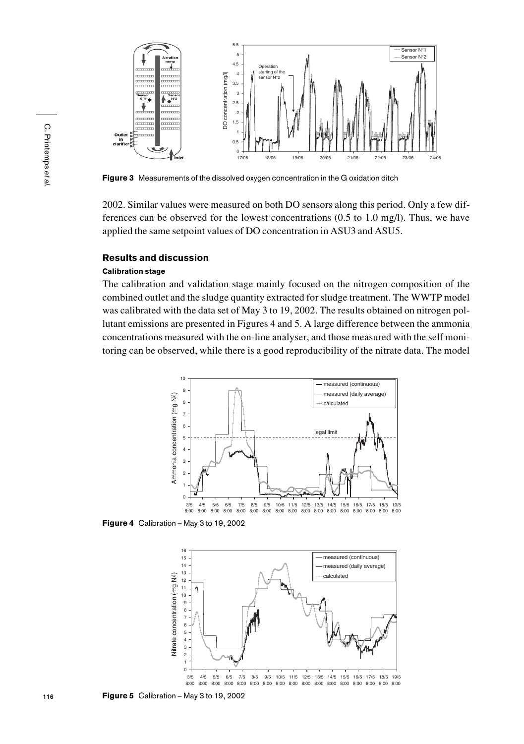Figure 3 Measurements of the dissolved oxygen concentration in the G oxidation ditch

2002. Similar values were measured on both DO sensors along this period. Only a few differences can be observed for the lowest concentrations (0.5 to 1.0 mg/l). Thus, we have applied the same setpoint values of DO concentration in ASU3 and ASU5.

## Results and discussion

### Calibration stage

The calibration and validation stage mainly focused on the nitrogen composition of the combined outlet and the sludge quantity extracted for sludge treatment. The WWTP model was calibrated with the data set of May 3 to 19, 2002. The results obtained on nitrogen pollutant emissions are presented in Figures 4 and 5. A large difference between the ammonia concentrations measured with the on-line analyser, and those measured with the self monitoring can be observed, while there is a good reproducibility of the nitrate data. The model

Figure 4 Calibration – May 3 to 19, 2002

Figure 5 Calibration – May 3 to 19, 2002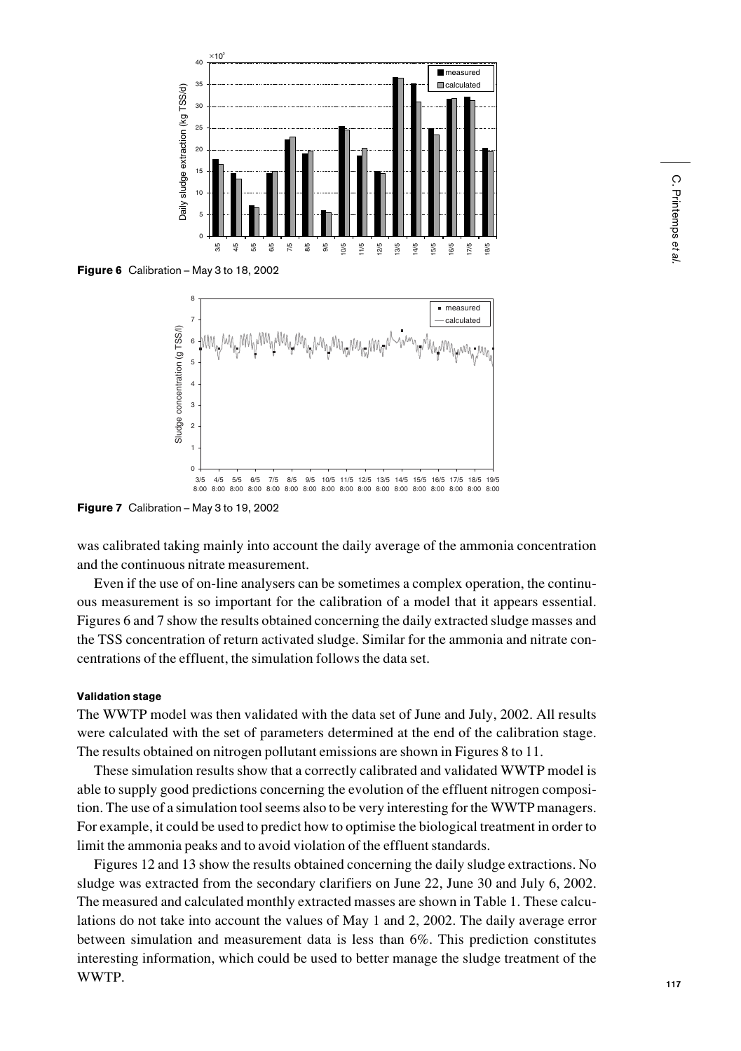**Figure 6** Calibration – May 3 to 18, 2002

**Figure 7** Calibration – May 3 to 19, 2002

was calibrated taking mainly into account the daily average of the ammonia concentration and the continuous nitrate measurement.

Even if the use of on-line analysers can be sometimes a complex operation, the continuous measurement is so important for the calibration of a model that it appears essential. Figures 6 and 7 show the results obtained concerning the daily extracted sludge masses and the TSS concentration of return activated sludge. Similar for the ammonia and nitrate concentrations of the effluent, the simulation follows the data set.

#### Validation stage

The WWTP model was then validated with the data set of June and July, 2002. All results were calculated with the set of parameters determined at the end of the calibration stage. The results obtained on nitrogen pollutant emissions are shown in Figures 8 to 11.

These simulation results show that a correctly calibrated and validated WWTP model is able to supply good predictions concerning the evolution of the effluent nitrogen composition. The use of a simulation tool seems also to be very interesting for the WWTP managers. For example, it could be used to predict how to optimise the biological treatment in order to limit the ammonia peaks and to avoid violation of the effluent standards.

Figures 12 and 13 show the results obtained concerning the daily sludge extractions. No sludge was extracted from the secondary clarifiers on June 22, June 30 and July 6, 2002. The measured and calculated monthly extracted masses are shown in Table 1. These calculations do not take into account the values of May 1 and 2, 2002. The daily average error between simulation and measurement data is less than 6%. This prediction constitutes interesting information, which could be used to better manage the sludge treatment of the WWTP.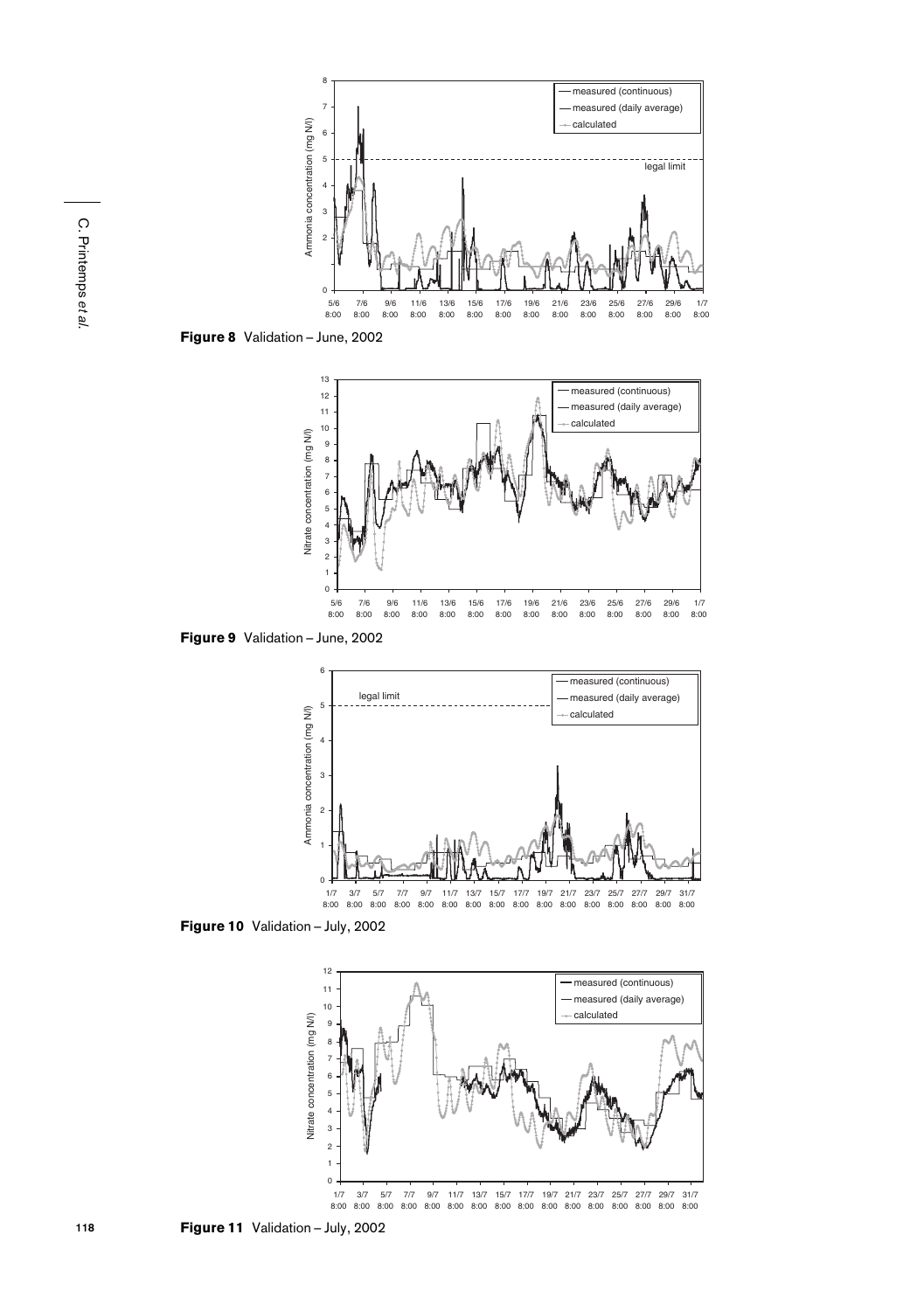**Figure 8** Validation – June, 2002

**Figure 9** Validation – June, 2002

**Figure 10** Validation – July, 2002

**Figure 11** Validation – July, 2002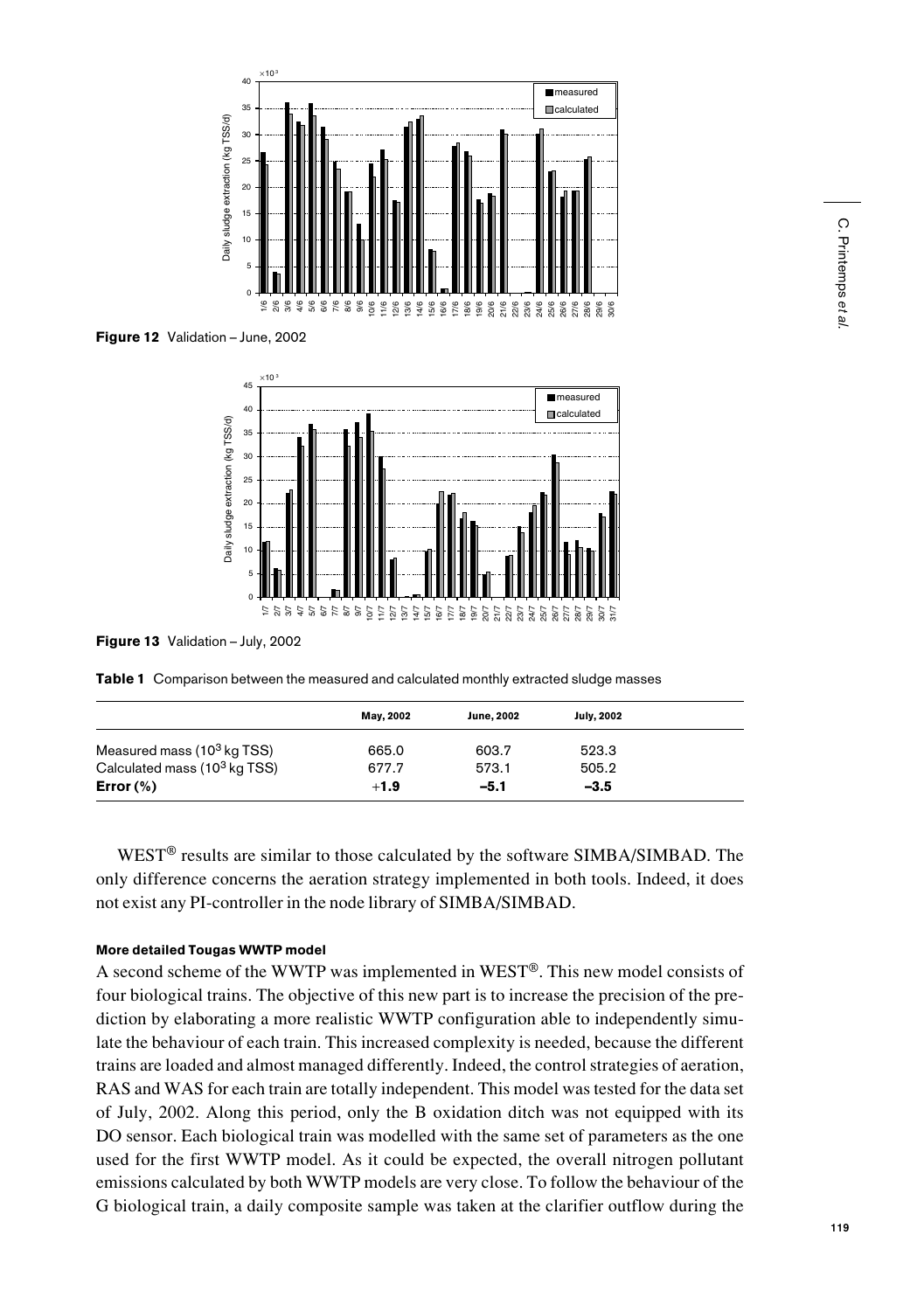**Figure 12** Validation – June, 2002

**Figure 13** Validation – July, 2002

**Table 1** Comparison between the measured and calculated monthly extracted sludge masses

| | May, 2002 | June, 2002 | July, 2002 |
|---|---|---|---|
| Measured mass ($10^3$ kg TSS) | 665.0 | 603.7 | 523.3 |
| Calculated mass ($10^3$ kg TSS) | 677.7 | 573.1 | 505.2 |
| **Error (%)** | **+1.9** | **−5.1** | **−3.5** |

WEST® results are similar to those calculated by the software SIMBA/SIMBAD. The only difference concerns the aeration strategy implemented in both tools. Indeed, it does not exist any PI-controller in the node library of SIMBA/SIMBAD.

#### More detailed Tougas WWTP model

A second scheme of the WWTP was implemented in WEST®. This new model consists of four biological trains. The objective of this new part is to increase the precision of the prediction by elaborating a more realistic WWTP configuration able to independently simulate the behaviour of each train. This increased complexity is needed, because the different trains are loaded and almost managed differently. Indeed, the control strategies of aeration, RAS and WAS for each train are totally independent. This model was tested for the data set of July, 2002. Along this period, only the B oxidation ditch was not equipped with its DO sensor. Each biological train was modelled with the same set of parameters as the one used for the first WWTP model. As it could be expected, the overall nitrogen pollutant emissions calculated by both WWTP models are very close. To follow the behaviour of the G biological train, a daily composite sample was taken at the clarifier outflow during the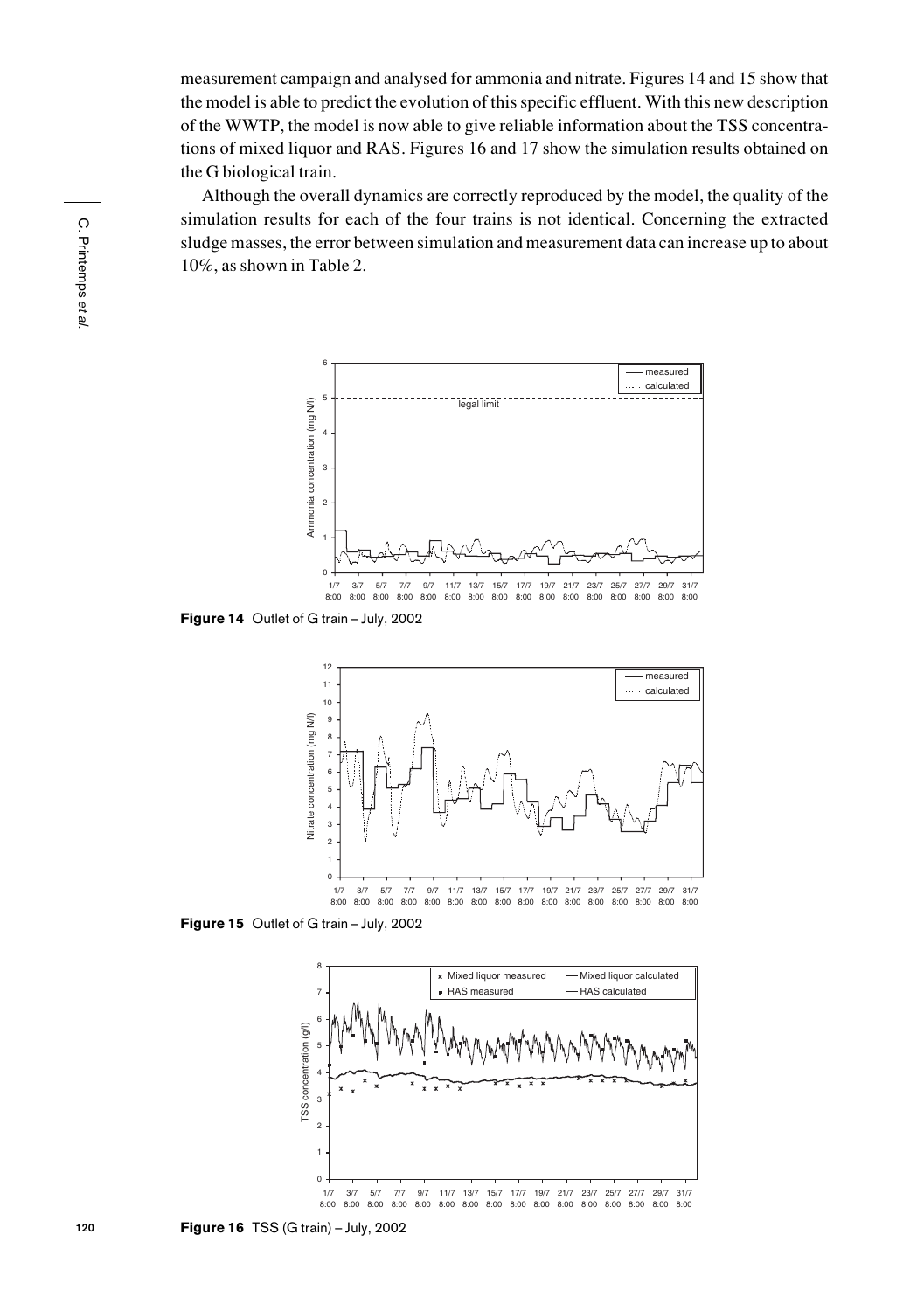measurement campaign and analysed for ammonia and nitrate. Figures 14 and 15 show that the model is able to predict the evolution of this specific effluent. With this new description of the WWTP, the model is now able to give reliable information about the TSS concentrations of mixed liquor and RAS. Figures 16 and 17 show the simulation results obtained on the G biological train.

Although the overall dynamics are correctly reproduced by the model, the quality of the simulation results for each of the four trains is not identical. Concerning the extracted sludge masses, the error between simulation and measurement data can increase up to about 10%, as shown in Table 2.

**Figure 14** Outlet of G train – July, 2002

**Figure 15** Outlet of G train – July, 2002

**Figure 16** TSS (G train) – July, 2002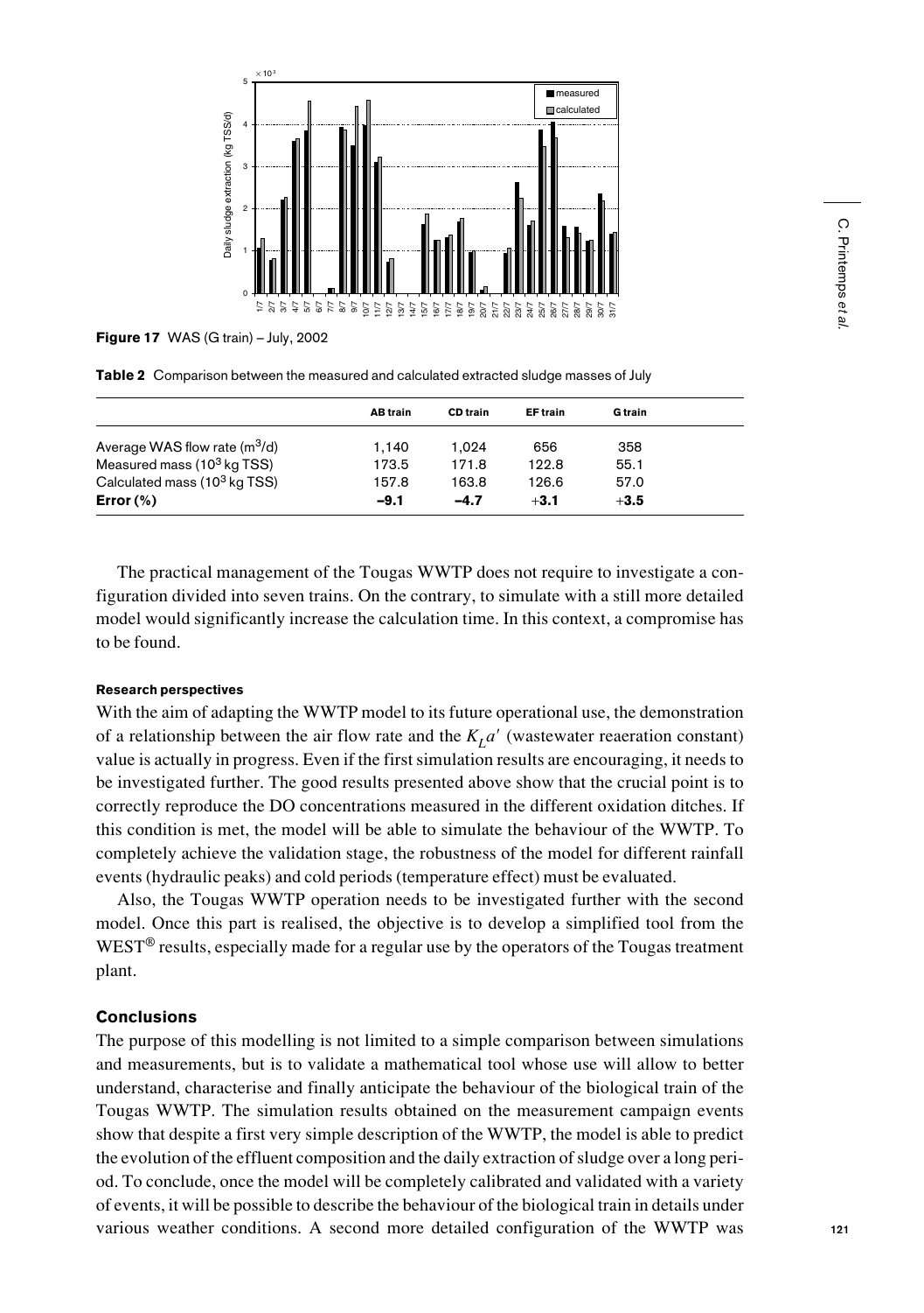**Figure 17** WAS (G train) – July, 2002

**Table 2** Comparison between the measured and calculated extracted sludge masses of July

| | AB train | CD train | EF train | G train |
|---|---|---|---|---|
| Average WAS flow rate ($m^3$/d) | 1,140 | 1,024 | 656 | 358 |
| Measured mass ($10^3$ kg TSS) | 173.5 | 171.8 | 122.8 | 55.1 |
| Calculated mass ($10^3$ kg TSS) | 157.8 | 163.8 | 126.6 | 57.0 |
| **Error (%)** | **−9.1** | **−4.7** | **+3.1** | **+3.5** |

The practical management of the Tougas WWTP does not require to investigate a configuration divided into seven trains. On the contrary, to simulate with a still more detailed model would significantly increase the calculation time. In this context, a compromise has to be found.

#### Research perspectives

With the aim of adapting the WWTP model to its future operational use, the demonstration of a relationship between the air flow rate and the $K_L a'$ (wastewater reaeration constant) value is actually in progress. Even if the first simulation results are encouraging, it needs to be investigated further. The good results presented above show that the crucial point is to correctly reproduce the DO concentrations measured in the different oxidation ditches. If this condition is met, the model will be able to simulate the behaviour of the WWTP. To completely achieve the validation stage, the robustness of the model for different rainfall events (hydraulic peaks) and cold periods (temperature effect) must be evaluated.

Also, the Tougas WWTP operation needs to be investigated further with the second model. Once this part is realised, the objective is to develop a simplified tool from the WEST® results, especially made for a regular use by the operators of the Tougas treatment plant.

### Conclusions

The purpose of this modelling is not limited to a simple comparison between simulations and measurements, but is to validate a mathematical tool whose use will allow to better understand, characterise and finally anticipate the behaviour of the biological train of the Tougas WWTP. The simulation results obtained on the measurement campaign events show that despite a first very simple description of the WWTP, the model is able to predict the evolution of the effluent composition and the daily extraction of sludge over a long period. To conclude, once the model will be completely calibrated and validated with a variety of events, it will be possible to describe the behaviour of the biological train in details under various weather conditions. A second more detailed configuration of the WWTP was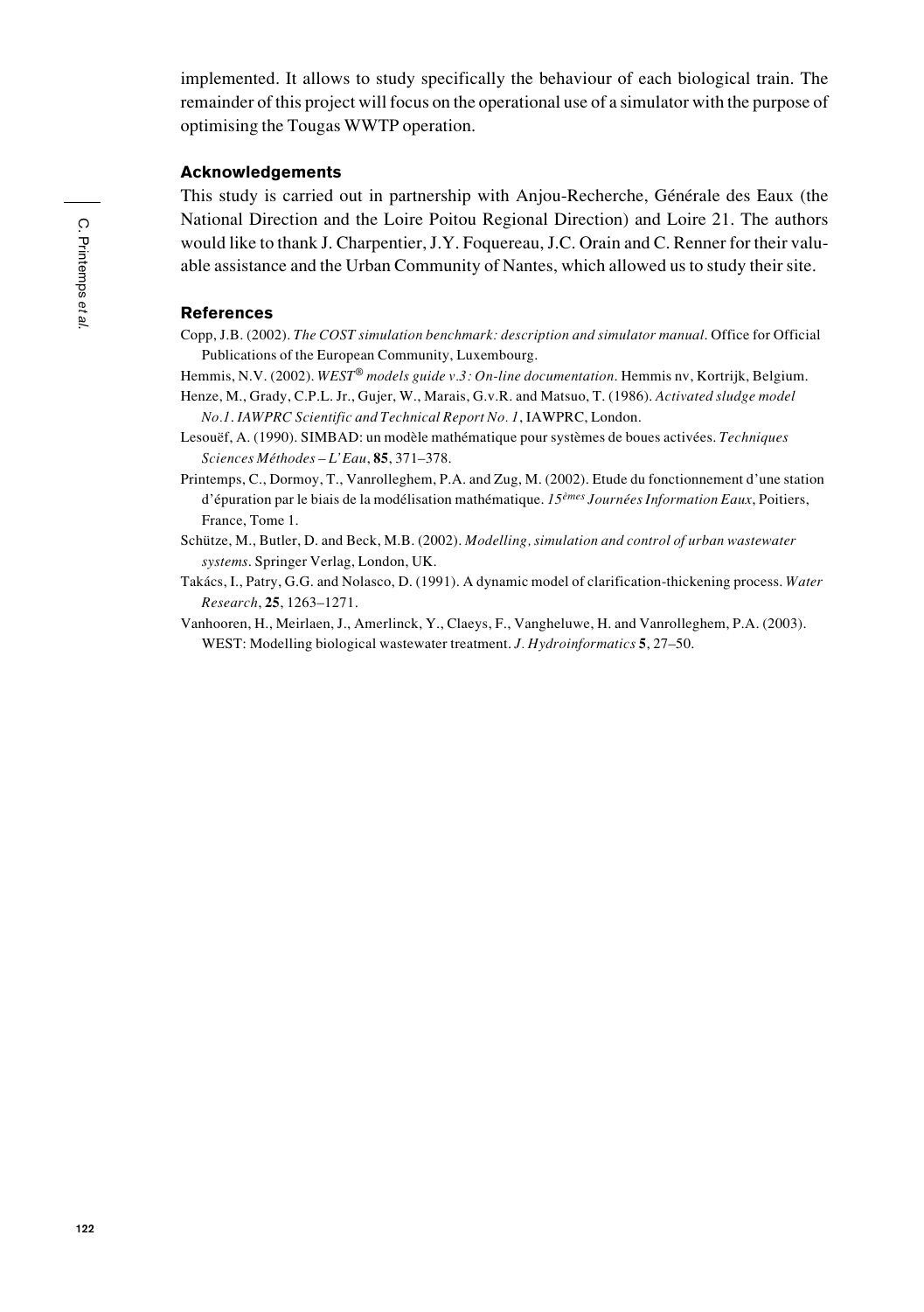implemented. It allows to study specifically the behaviour of each biological train. The remainder of this project will focus on the operational use of a simulator with the purpose of optimising the Tougas WWTP operation.

## Acknowledgements

This study is carried out in partnership with Anjou-Recherche, Générale des Eaux (the National Direction and the Loire Poitou Regional Direction) and Loire 21. The authors would like to thank J. Charpentier, J.Y. Foquereau, J.C. Orain and C. Renner for their valuable assistance and the Urban Community of Nantes, which allowed us to study their site.

## References

Copp, J.B. (2002). *The COST simulation benchmark: description and simulator manual*. Office for Official Publications of the European Community, Luxembourg.

Hemmis, N.V. (2002). *WEST® models guide v.3: On-line documentation*. Hemmis nv, Kortrijk, Belgium.

Henze, M., Grady, C.P.L. Jr., Gujer, W., Marais, G.v.R. and Matsuo, T. (1986). *Activated sludge model No.1*. *IAWPRC Scientific and Technical Report No. 1*, IAWPRC, London.

Lesouëf, A. (1990). SIMBAD: un modèle mathématique pour systèmes de boues activées. *Techniques Sciences Méthodes – L'Eau*, **85**, 371–378.

Printemps, C., Dormoy, T., Vanrolleghem, P.A. and Zug, M. (2002). Etude du fonctionnement d'une station d'épuration par le biais de la modélisation mathématique. *15èmes Journées Information Eaux*, Poitiers, France, Tome 1.

Schütze, M., Butler, D. and Beck, M.B. (2002). *Modelling, simulation and control of urban wastewater systems*. Springer Verlag, London, UK.

Takács, I., Patry, G.G. and Nolasco, D. (1991). A dynamic model of clarification-thickening process. *Water Research*, **25**, 1263–1271.

Vanhooren, H., Meirlaen, J., Amerlinck, Y., Claeys, F., Vangheluwe, H. and Vanrolleghem, P.A. (2003). WEST: Modelling biological wastewater treatment. *J. Hydroinformatics* **5**, 27–50.